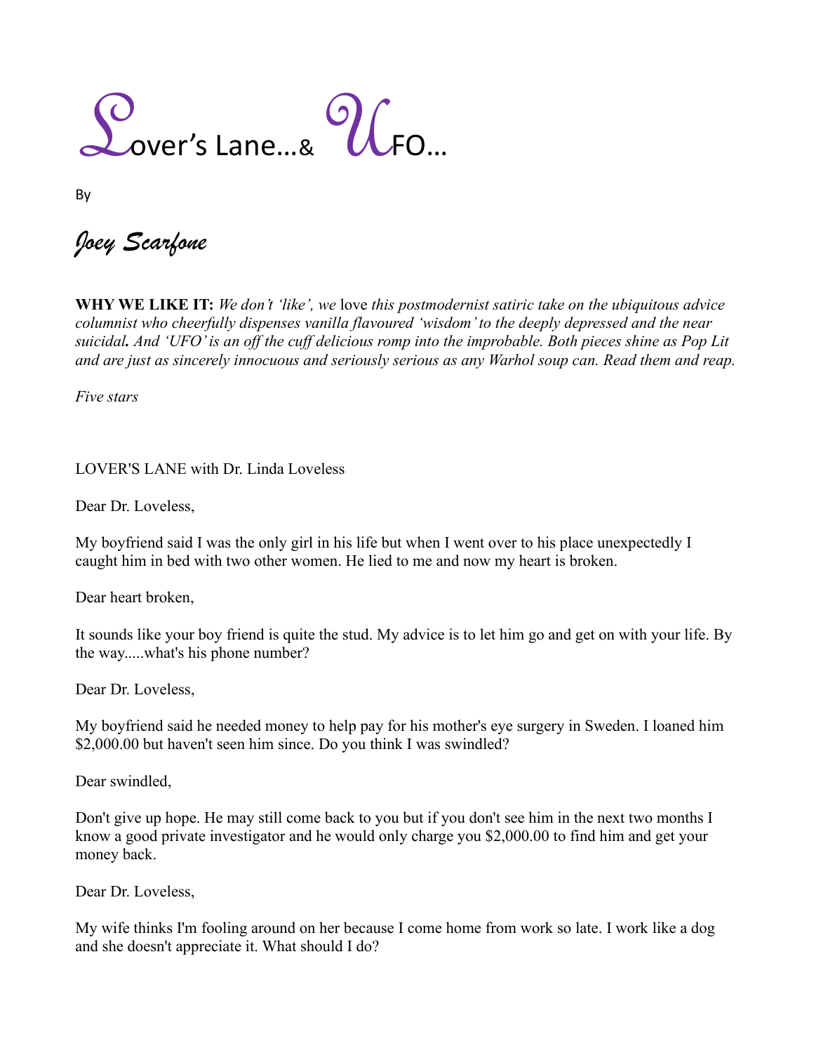# Lover's Lane…& UFO…

By

*Joey Scarfone*

**WHY WE LIKE IT:** *We don't 'like', we* love *this postmodernist satiric take on the ubiquitous advice columnist who cheerfully dispenses vanilla flavoured 'wisdom' to the deeply depressed and the near suicidal**.** And 'UFO' is an off the cuff delicious romp into the improbable. Both pieces shine as Pop Lit and are just as sincerely innocuous and seriously serious as any Warhol soup can. Read them and reap.*

*Five stars*

LOVER'S LANE with Dr. Linda Loveless

Dear Dr. Loveless,

My boyfriend said I was the only girl in his life but when I went over to his place unexpectedly I caught him in bed with two other women. He lied to me and now my heart is broken.

Dear heart broken,

It sounds like your boy friend is quite the stud. My advice is to let him go and get on with your life. By the way.....what's his phone number?

Dear Dr. Loveless,

My boyfriend said he needed money to help pay for his mother's eye surgery in Sweden. I loaned him $2,000.00 but haven't seen him since. Do you think I was swindled?

Dear swindled,

Don't give up hope. He may still come back to you but if you don't see him in the next two months I know a good private investigator and he would only charge you $2,000.00 to find him and get your money back.

Dear Dr. Loveless,

My wife thinks I'm fooling around on her because I come home from work so late. I work like a dog and she doesn't appreciate it. What should I do?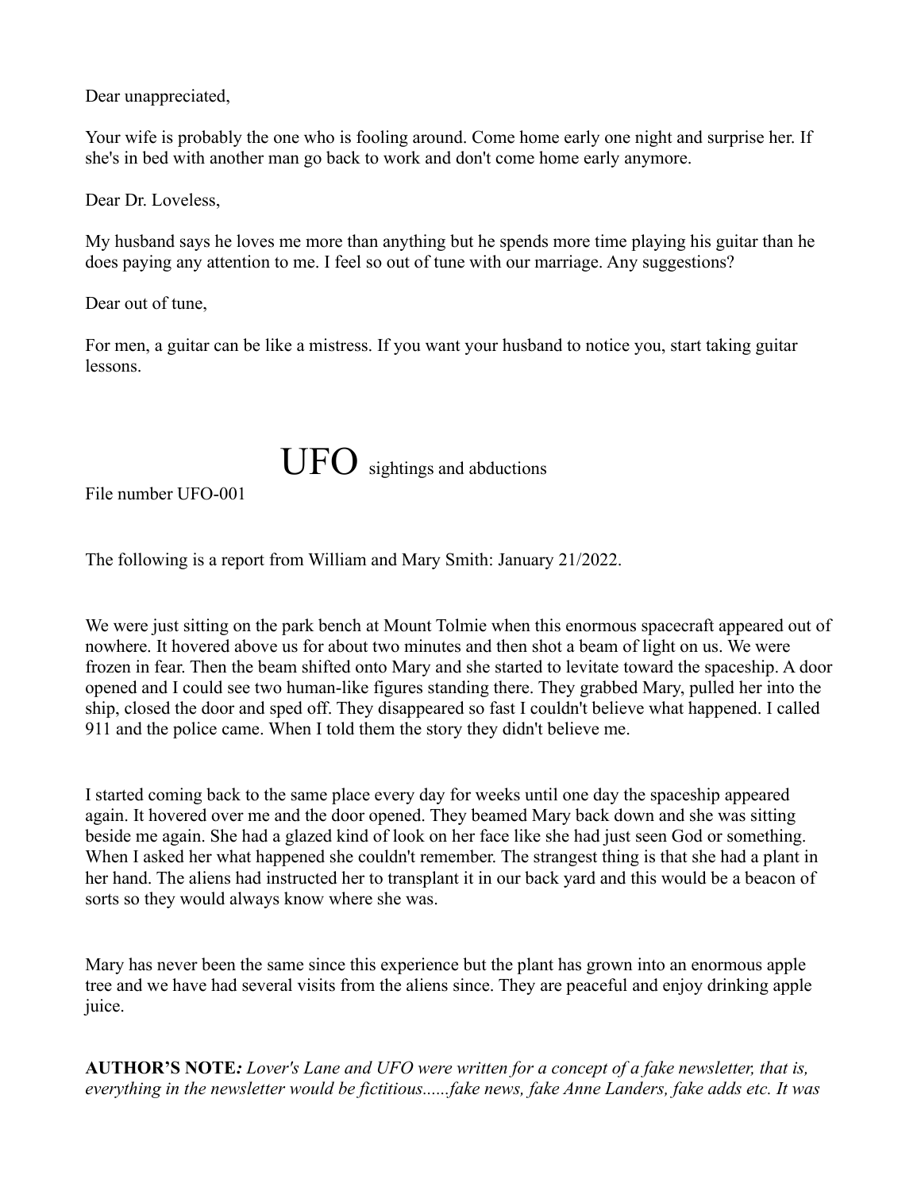Dear unappreciated,

Your wife is probably the one who is fooling around. Come home early one night and surprise her. If she's in bed with another man go back to work and don't come home early anymore.

Dear Dr. Loveless,

My husband says he loves me more than anything but he spends more time playing his guitar than he does paying any attention to me. I feel so out of tune with our marriage. Any suggestions?

Dear out of tune,

For men, a guitar can be like a mistress. If you want your husband to notice you, start taking guitar lessons.

# UFO sightings and abductions

File number UFO-001

The following is a report from William and Mary Smith: January 21/2022.

We were just sitting on the park bench at Mount Tolmie when this enormous spacecraft appeared out of nowhere. It hovered above us for about two minutes and then shot a beam of light on us. We were frozen in fear. Then the beam shifted onto Mary and she started to levitate toward the spaceship. A door opened and I could see two human-like figures standing there. They grabbed Mary, pulled her into the ship, closed the door and sped off. They disappeared so fast I couldn't believe what happened. I called 911 and the police came. When I told them the story they didn't believe me.

I started coming back to the same place every day for weeks until one day the spaceship appeared again. It hovered over me and the door opened. They beamed Mary back down and she was sitting beside me again. She had a glazed kind of look on her face like she had just seen God or something. When I asked her what happened she couldn't remember. The strangest thing is that she had a plant in her hand. The aliens had instructed her to transplant it in our back yard and this would be a beacon of sorts so they would always know where she was.

Mary has never been the same since this experience but the plant has grown into an enormous apple tree and we have had several visits from the aliens since. They are peaceful and enjoy drinking apple juice.

**AUTHOR'S NOTE*:*** *Lover's Lane and UFO were written for a concept of a fake newsletter, that is, everything in the newsletter would be fictitious......fake news, fake Anne Landers, fake adds etc. It was*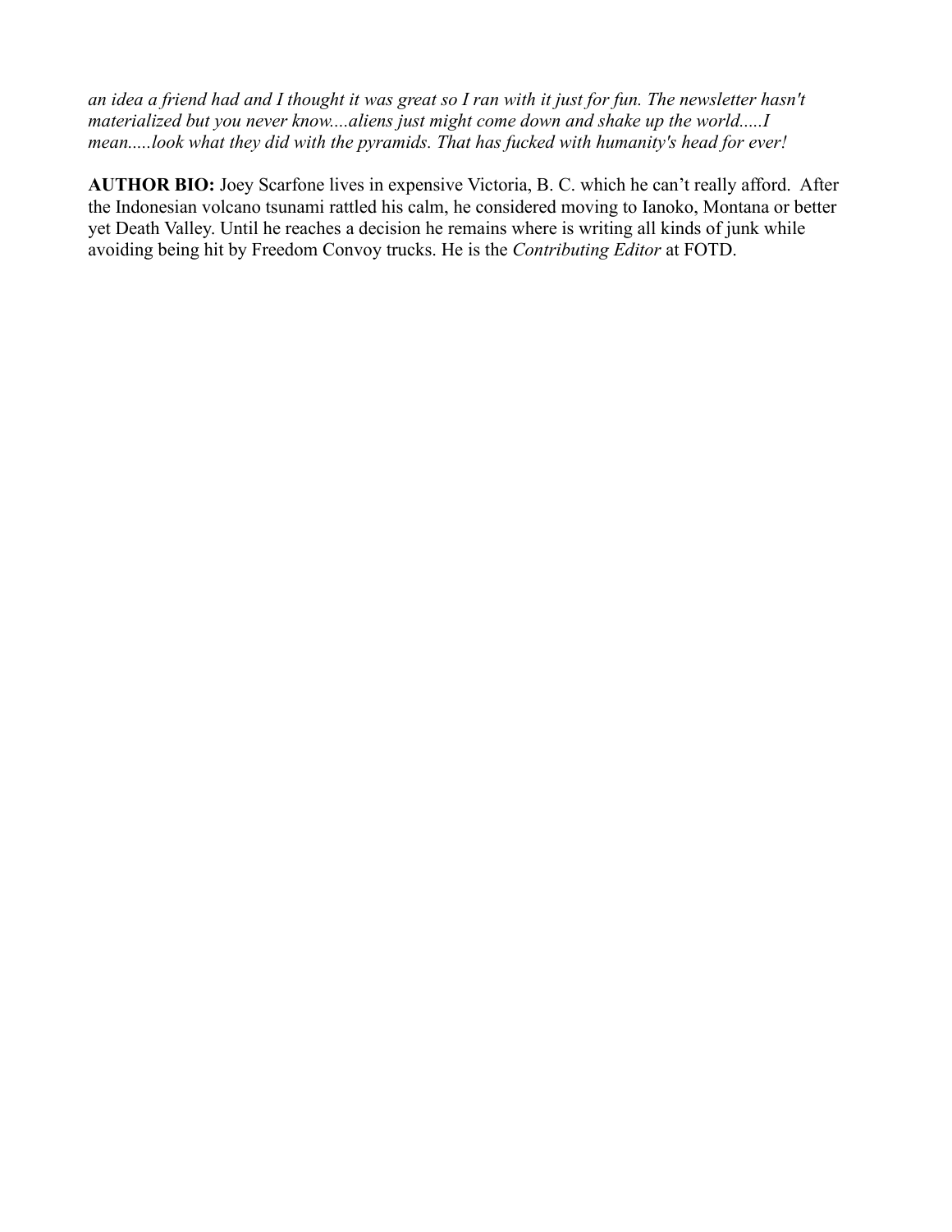*an idea a friend had and I thought it was great so I ran with it just for fun. The newsletter hasn't materialized but you never know....aliens just might come down and shake up the world.....I mean.....look what they did with the pyramids. That has fucked with humanity's head for ever!*

**AUTHOR BIO:** Joey Scarfone lives in expensive Victoria, B. C. which he can't really afford. After the Indonesian volcano tsunami rattled his calm, he considered moving to Ianoko, Montana or better yet Death Valley. Until he reaches a decision he remains where is writing all kinds of junk while avoiding being hit by Freedom Convoy trucks. He is the *Contributing Editor* at FOTD.